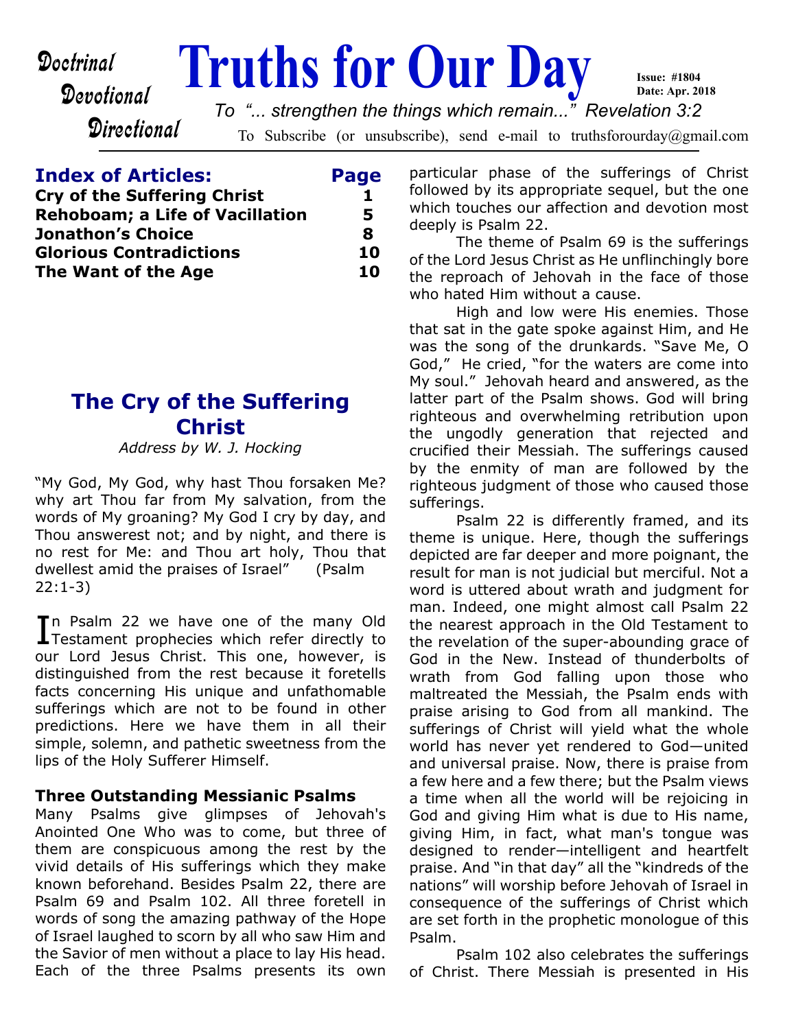Doctrinal
Devotional
Directional

# Truths for Our Day

Issue: #1804
Date: Apr. 2018

*To "... strengthen the things which remain..." Revelation 3:2*

To Subscribe (or unsubscribe), send e-mail to truthsforourday@gmail.com

| **Index of Articles:** | **Page** |
|---|---|
| **Cry of the Suffering Christ** | **1** |
| **Rehoboam; a Life of Vacillation** | **5** |
| **Jonathon's Choice** | **8** |
| **Glorious Contradictions** | **10** |
| **The Want of the Age** | **10** |

## The Cry of the Suffering Christ

*Address by W. J. Hocking*

"My God, My God, why hast Thou forsaken Me? why art Thou far from My salvation, from the words of My groaning? My God I cry by day, and Thou answerest not; and by night, and there is no rest for Me: and Thou art holy, Thou that dwellest amid the praises of Israel" (Psalm 22:1-3)

In Psalm 22 we have one of the many Old Testament prophecies which refer directly to our Lord Jesus Christ. This one, however, is distinguished from the rest because it foretells facts concerning His unique and unfathomable sufferings which are not to be found in other predictions. Here we have them in all their simple, solemn, and pathetic sweetness from the lips of the Holy Sufferer Himself.

### Three Outstanding Messianic Psalms

Many Psalms give glimpses of Jehovah's Anointed One Who was to come, but three of them are conspicuous among the rest by the vivid details of His sufferings which they make known beforehand. Besides Psalm 22, there are Psalm 69 and Psalm 102. All three foretell in words of song the amazing pathway of the Hope of Israel laughed to scorn by all who saw Him and the Savior of men without a place to lay His head. Each of the three Psalms presents its own particular phase of the sufferings of Christ followed by its appropriate sequel, but the one which touches our affection and devotion most deeply is Psalm 22.

The theme of Psalm 69 is the sufferings of the Lord Jesus Christ as He unflinchingly bore the reproach of Jehovah in the face of those who hated Him without a cause.

High and low were His enemies. Those that sat in the gate spoke against Him, and He was the song of the drunkards. "Save Me, O God," He cried, "for the waters are come into My soul." Jehovah heard and answered, as the latter part of the Psalm shows. God will bring righteous and overwhelming retribution upon the ungodly generation that rejected and crucified their Messiah. The sufferings caused by the enmity of man are followed by the righteous judgment of those who caused those sufferings.

Psalm 22 is differently framed, and its theme is unique. Here, though the sufferings depicted are far deeper and more poignant, the result for man is not judicial but merciful. Not a word is uttered about wrath and judgment for man. Indeed, one might almost call Psalm 22 the nearest approach in the Old Testament to the revelation of the super-abounding grace of God in the New. Instead of thunderbolts of wrath from God falling upon those who maltreated the Messiah, the Psalm ends with praise arising to God from all mankind. The sufferings of Christ will yield what the whole world has never yet rendered to God—united and universal praise. Now, there is praise from a few here and a few there; but the Psalm views a time when all the world will be rejoicing in God and giving Him what is due to His name, giving Him, in fact, what man's tongue was designed to render—intelligent and heartfelt praise. And "in that day" all the "kindreds of the nations" will worship before Jehovah of Israel in consequence of the sufferings of Christ which are set forth in the prophetic monologue of this Psalm.

Psalm 102 also celebrates the sufferings of Christ. There Messiah is presented in His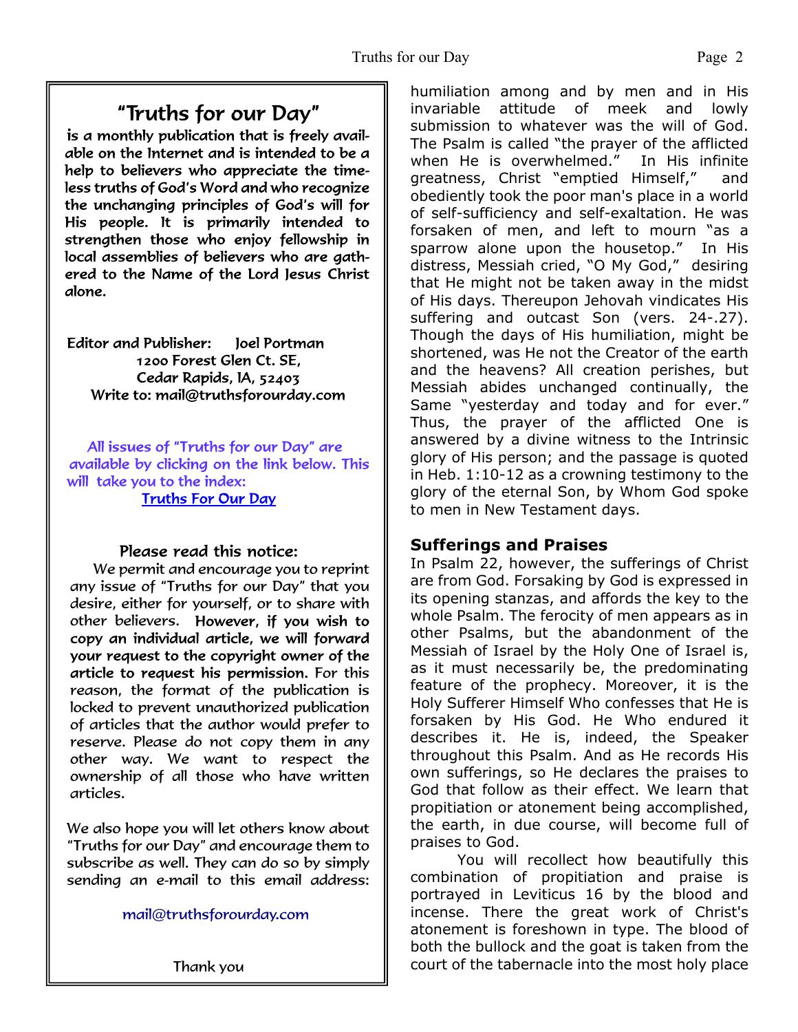## "Truths for our Day"

is a monthly publication that is freely available on the Internet and is intended to be a help to believers who appreciate the timeless truths of God's Word and who recognize the unchanging principles of God's will for His people. It is primarily intended to strengthen those who enjoy fellowship in local assemblies of believers who are gathered to the Name of the Lord Jesus Christ alone.

Editor and Publisher: Joel Portman
1200 Forest Glen Ct. SE,
Cedar Rapids, IA, 52403
Write to: mail@truthsforourday.com

All issues of "Truths for our Day" are available by clicking on the link below. This will take you to the index:
Truths For Our Day

### Please read this notice:

We permit and encourage you to reprint any issue of "Truths for our Day" that you desire, either for yourself, or to share with other believers. **However, if you wish to copy an individual article, we will forward your request to the copyright owner of the article to request his permission.** For this reason, the format of the publication is locked to prevent unauthorized publication of articles that the author would prefer to reserve. Please do not copy them in any other way. We want to respect the ownership of all those who have written articles.

We also hope you will let others know about "Truths for our Day" and encourage them to subscribe as well. They can do so by simply sending an e-mail to this email address:

mail@truthsforourday.com

Thank you

humiliation among and by men and in His invariable attitude of meek and lowly submission to whatever was the will of God. The Psalm is called "the prayer of the afflicted when He is overwhelmed." In His infinite greatness, Christ "emptied Himself," and obediently took the poor man's place in a world of self-sufficiency and self-exaltation. He was forsaken of men, and left to mourn "as a sparrow alone upon the housetop." In His distress, Messiah cried, "O My God," desiring that He might not be taken away in the midst of His days. Thereupon Jehovah vindicates His suffering and outcast Son (vers. 24-.27). Though the days of His humiliation, might be shortened, was He not the Creator of the earth and the heavens? All creation perishes, but Messiah abides unchanged continually, the Same "yesterday and today and for ever." Thus, the prayer of the afflicted One is answered by a divine witness to the Intrinsic glory of His person; and the passage is quoted in Heb. 1:10-12 as a crowning testimony to the glory of the eternal Son, by Whom God spoke to men in New Testament days.

## Sufferings and Praises

In Psalm 22, however, the sufferings of Christ are from God. Forsaking by God is expressed in its opening stanzas, and affords the key to the whole Psalm. The ferocity of men appears as in other Psalms, but the abandonment of the Messiah of Israel by the Holy One of Israel is, as it must necessarily be, the predominating feature of the prophecy. Moreover, it is the Holy Sufferer Himself Who confesses that He is forsaken by His God. He Who endured it describes it. He is, indeed, the Speaker throughout this Psalm. And as He records His own sufferings, so He declares the praises to God that follow as their effect. We learn that propitiation or atonement being accomplished, the earth, in due course, will become full of praises to God.

You will recollect how beautifully this combination of propitiation and praise is portrayed in Leviticus 16 by the blood and incense. There the great work of Christ's atonement is foreshown in type. The blood of both the bullock and the goat is taken from the court of the tabernacle into the most holy place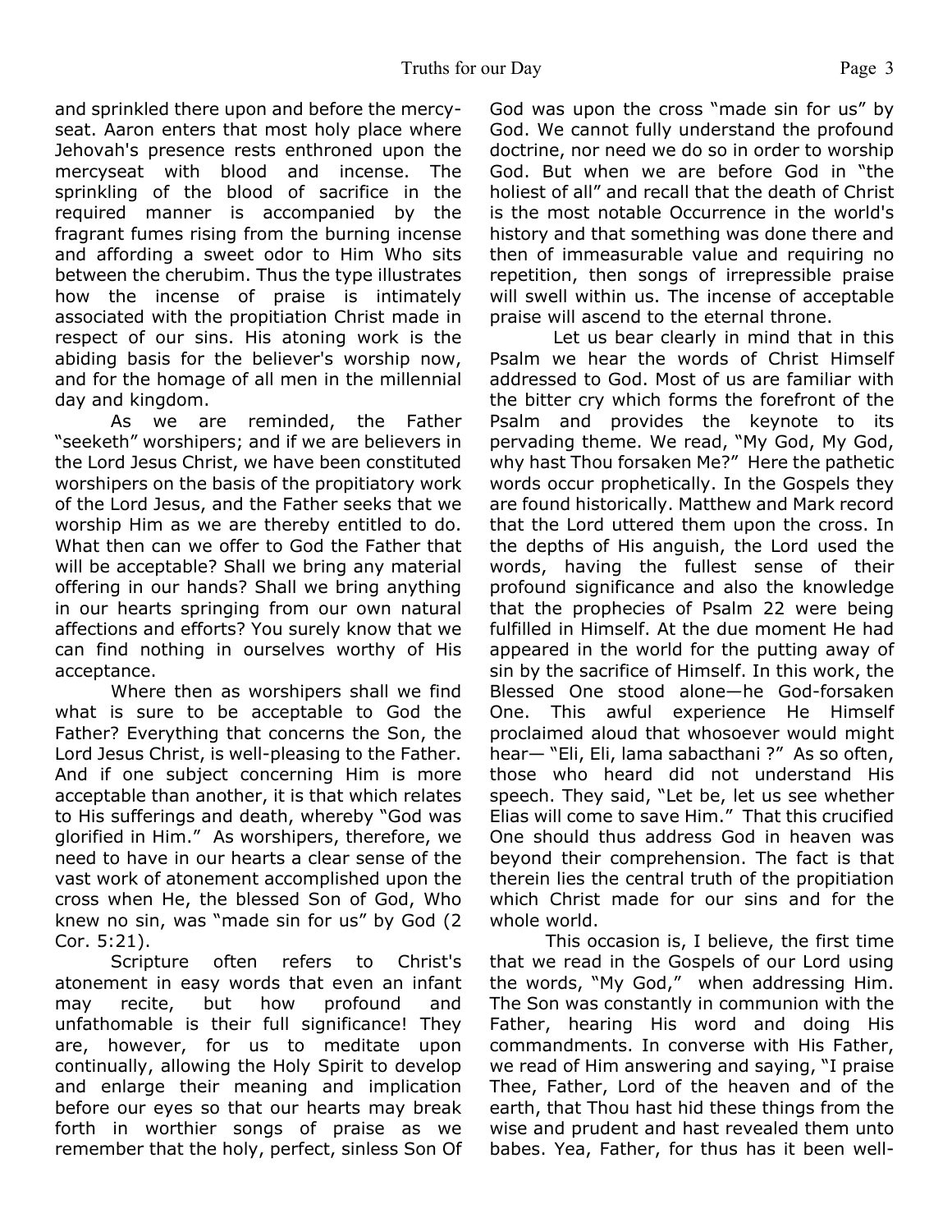and sprinkled there upon and before the mercy-seat. Aaron enters that most holy place where Jehovah's presence rests enthroned upon the mercyseat with blood and incense. The sprinkling of the blood of sacrifice in the required manner is accompanied by the fragrant fumes rising from the burning incense and affording a sweet odor to Him Who sits between the cherubim. Thus the type illustrates how the incense of praise is intimately associated with the propitiation Christ made in respect of our sins. His atoning work is the abiding basis for the believer's worship now, and for the homage of all men in the millennial day and kingdom.

As we are reminded, the Father "seeketh" worshipers; and if we are believers in the Lord Jesus Christ, we have been constituted worshipers on the basis of the propitiatory work of the Lord Jesus, and the Father seeks that we worship Him as we are thereby entitled to do. What then can we offer to God the Father that will be acceptable? Shall we bring any material offering in our hands? Shall we bring anything in our hearts springing from our own natural affections and efforts? You surely know that we can find nothing in ourselves worthy of His acceptance.

Where then as worshipers shall we find what is sure to be acceptable to God the Father? Everything that concerns the Son, the Lord Jesus Christ, is well-pleasing to the Father. And if one subject concerning Him is more acceptable than another, it is that which relates to His sufferings and death, whereby "God was glorified in Him." As worshipers, therefore, we need to have in our hearts a clear sense of the vast work of atonement accomplished upon the cross when He, the blessed Son of God, Who knew no sin, was "made sin for us" by God (2 Cor. 5:21).

Scripture often refers to Christ's atonement in easy words that even an infant may recite, but how profound and unfathomable is their full significance! They are, however, for us to meditate upon continually, allowing the Holy Spirit to develop and enlarge their meaning and implication before our eyes so that our hearts may break forth in worthier songs of praise as we remember that the holy, perfect, sinless Son Of God was upon the cross "made sin for us" by God. We cannot fully understand the profound doctrine, nor need we do so in order to worship God. But when we are before God in "the holiest of all" and recall that the death of Christ is the most notable Occurrence in the world's history and that something was done there and then of immeasurable value and requiring no repetition, then songs of irrepressible praise will swell within us. The incense of acceptable praise will ascend to the eternal throne.

Let us bear clearly in mind that in this Psalm we hear the words of Christ Himself addressed to God. Most of us are familiar with the bitter cry which forms the forefront of the Psalm and provides the keynote to its pervading theme. We read, "My God, My God, why hast Thou forsaken Me?" Here the pathetic words occur prophetically. In the Gospels they are found historically. Matthew and Mark record that the Lord uttered them upon the cross. In the depths of His anguish, the Lord used the words, having the fullest sense of their profound significance and also the knowledge that the prophecies of Psalm 22 were being fulfilled in Himself. At the due moment He had appeared in the world for the putting away of sin by the sacrifice of Himself. In this work, the Blessed One stood alone—he God-forsaken One. This awful experience He Himself proclaimed aloud that whosoever would might hear— "Eli, Eli, lama sabacthani ?" As so often, those who heard did not understand His speech. They said, "Let be, let us see whether Elias will come to save Him." That this crucified One should thus address God in heaven was beyond their comprehension. The fact is that therein lies the central truth of the propitiation which Christ made for our sins and for the whole world.

This occasion is, I believe, the first time that we read in the Gospels of our Lord using the words, "My God," when addressing Him. The Son was constantly in communion with the Father, hearing His word and doing His commandments. In converse with His Father, we read of Him answering and saying, "I praise Thee, Father, Lord of the heaven and of the earth, that Thou hast hid these things from the wise and prudent and hast revealed them unto babes. Yea, Father, for thus has it been well-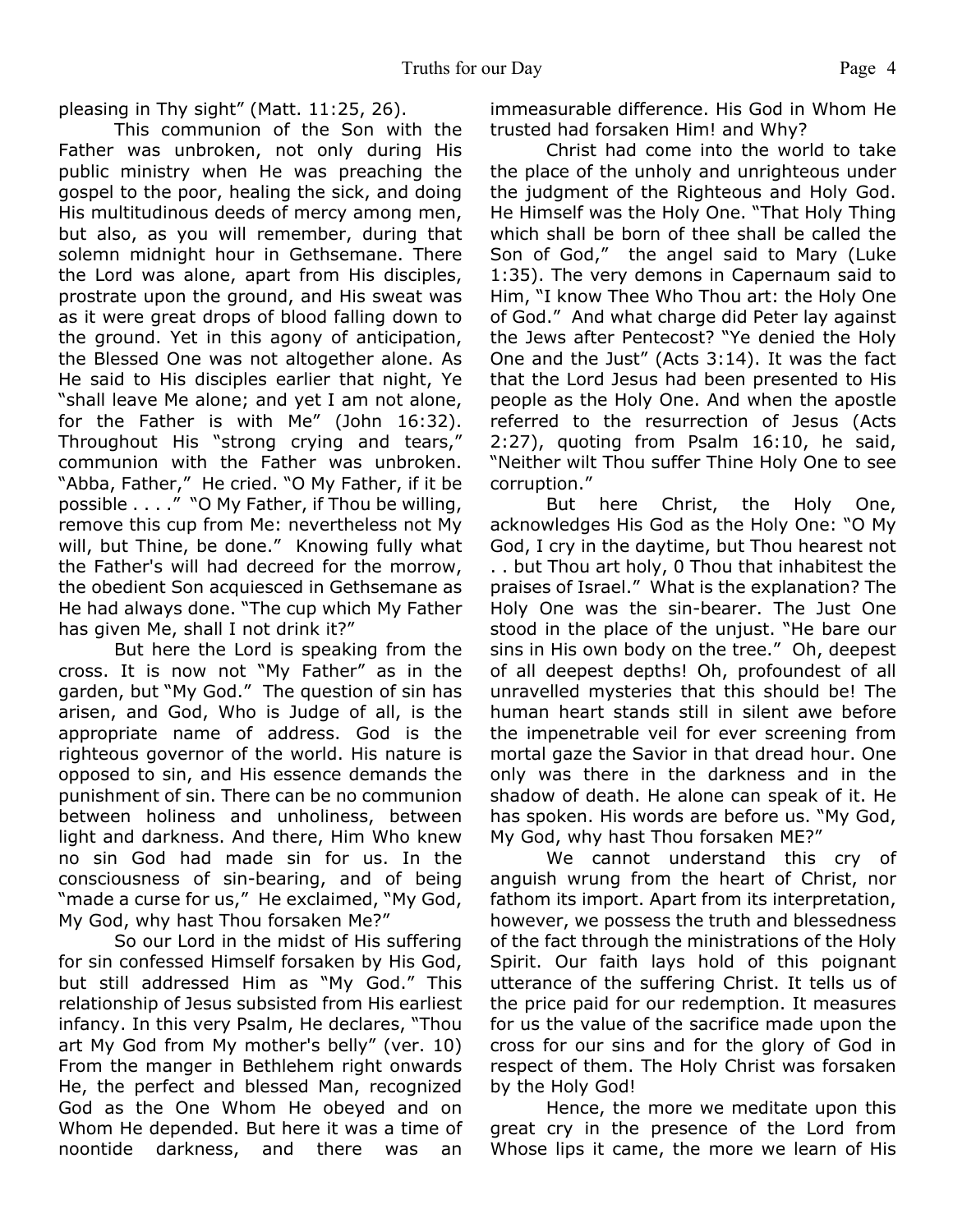pleasing in Thy sight" (Matt. 11:25, 26).

This communion of the Son with the Father was unbroken, not only during His public ministry when He was preaching the gospel to the poor, healing the sick, and doing His multitudinous deeds of mercy among men, but also, as you will remember, during that solemn midnight hour in Gethsemane. There the Lord was alone, apart from His disciples, prostrate upon the ground, and His sweat was as it were great drops of blood falling down to the ground. Yet in this agony of anticipation, the Blessed One was not altogether alone. As He said to His disciples earlier that night, Ye "shall leave Me alone; and yet I am not alone, for the Father is with Me" (John 16:32). Throughout His "strong crying and tears," communion with the Father was unbroken. "Abba, Father," He cried. "O My Father, if it be possible . . . ." "O My Father, if Thou be willing, remove this cup from Me: nevertheless not My will, but Thine, be done." Knowing fully what the Father's will had decreed for the morrow, the obedient Son acquiesced in Gethsemane as He had always done. "The cup which My Father has given Me, shall I not drink it?"

But here the Lord is speaking from the cross. It is now not "My Father" as in the garden, but "My God." The question of sin has arisen, and God, Who is Judge of all, is the appropriate name of address. God is the righteous governor of the world. His nature is opposed to sin, and His essence demands the punishment of sin. There can be no communion between holiness and unholiness, between light and darkness. And there, Him Who knew no sin God had made sin for us. In the consciousness of sin-bearing, and of being "made a curse for us," He exclaimed, "My God, My God, why hast Thou forsaken Me?"

So our Lord in the midst of His suffering for sin confessed Himself forsaken by His God, but still addressed Him as "My God." This relationship of Jesus subsisted from His earliest infancy. In this very Psalm, He declares, "Thou art My God from My mother's belly" (ver. 10) From the manger in Bethlehem right onwards He, the perfect and blessed Man, recognized God as the One Whom He obeyed and on Whom He depended. But here it was a time of noontide darkness, and there was an immeasurable difference. His God in Whom He trusted had forsaken Him! and Why?

Christ had come into the world to take the place of the unholy and unrighteous under the judgment of the Righteous and Holy God. He Himself was the Holy One. "That Holy Thing which shall be born of thee shall be called the Son of God," the angel said to Mary (Luke 1:35). The very demons in Capernaum said to Him, "I know Thee Who Thou art: the Holy One of God." And what charge did Peter lay against the Jews after Pentecost? "Ye denied the Holy One and the Just" (Acts 3:14). It was the fact that the Lord Jesus had been presented to His people as the Holy One. And when the apostle referred to the resurrection of Jesus (Acts 2:27), quoting from Psalm 16:10, he said, "Neither wilt Thou suffer Thine Holy One to see corruption."

But here Christ, the Holy One, acknowledges His God as the Holy One: "O My God, I cry in the daytime, but Thou hearest not . . but Thou art holy, 0 Thou that inhabitest the praises of Israel." What is the explanation? The Holy One was the sin-bearer. The Just One stood in the place of the unjust. "He bare our sins in His own body on the tree." Oh, deepest of all deepest depths! Oh, profoundest of all unravelled mysteries that this should be! The human heart stands still in silent awe before the impenetrable veil for ever screening from mortal gaze the Savior in that dread hour. One only was there in the darkness and in the shadow of death. He alone can speak of it. He has spoken. His words are before us. "My God, My God, why hast Thou forsaken ME?"

We cannot understand this cry of anguish wrung from the heart of Christ, nor fathom its import. Apart from its interpretation, however, we possess the truth and blessedness of the fact through the ministrations of the Holy Spirit. Our faith lays hold of this poignant utterance of the suffering Christ. It tells us of the price paid for our redemption. It measures for us the value of the sacrifice made upon the cross for our sins and for the glory of God in respect of them. The Holy Christ was forsaken by the Holy God!

Hence, the more we meditate upon this great cry in the presence of the Lord from Whose lips it came, the more we learn of His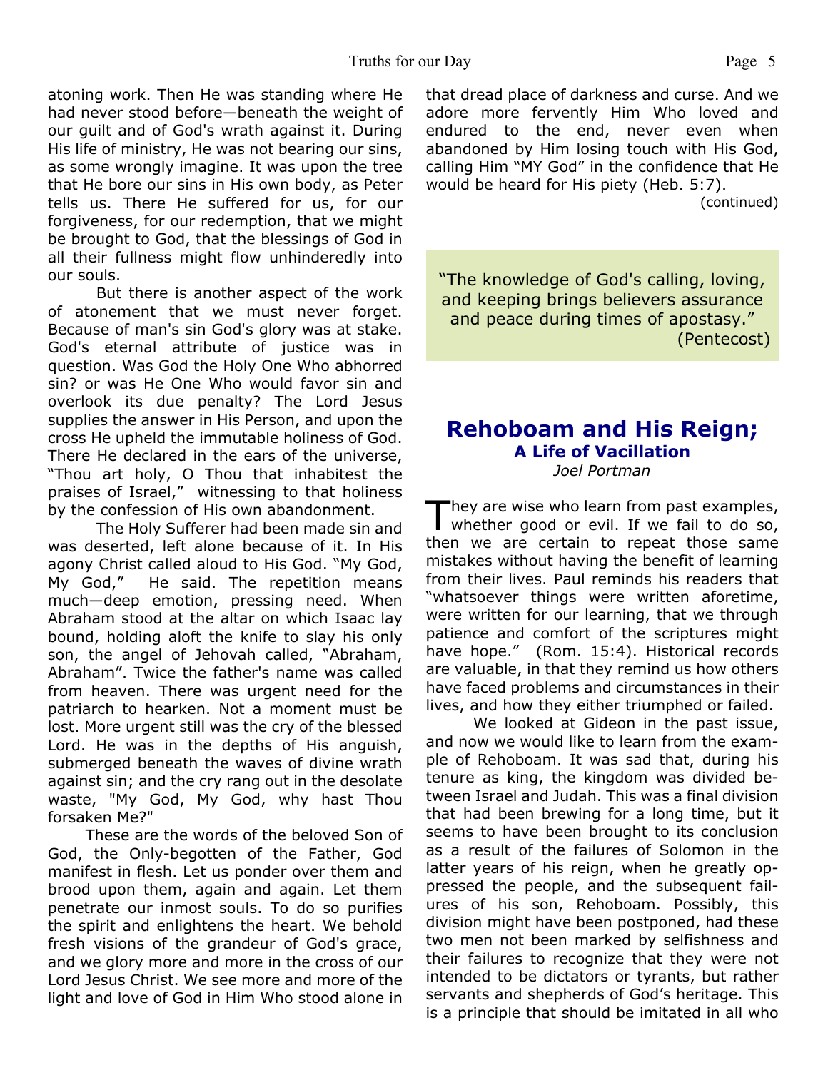atoning work. Then He was standing where He had never stood before—beneath the weight of our guilt and of God's wrath against it. During His life of ministry, He was not bearing our sins, as some wrongly imagine. It was upon the tree that He bore our sins in His own body, as Peter tells us. There He suffered for us, for our forgiveness, for our redemption, that we might be brought to God, that the blessings of God in all their fullness might flow unhinderedly into our souls.

But there is another aspect of the work of atonement that we must never forget. Because of man's sin God's glory was at stake. God's eternal attribute of justice was in question. Was God the Holy One Who abhorred sin? or was He One Who would favor sin and overlook its due penalty? The Lord Jesus supplies the answer in His Person, and upon the cross He upheld the immutable holiness of God. There He declared in the ears of the universe, "Thou art holy, O Thou that inhabitest the praises of Israel," witnessing to that holiness by the confession of His own abandonment.

The Holy Sufferer had been made sin and was deserted, left alone because of it. In His agony Christ called aloud to His God. "My God, My God," He said. The repetition means much—deep emotion, pressing need. When Abraham stood at the altar on which Isaac lay bound, holding aloft the knife to slay his only son, the angel of Jehovah called, "Abraham, Abraham". Twice the father's name was called from heaven. There was urgent need for the patriarch to hearken. Not a moment must be lost. More urgent still was the cry of the blessed Lord. He was in the depths of His anguish, submerged beneath the waves of divine wrath against sin; and the cry rang out in the desolate waste, "My God, My God, why hast Thou forsaken Me?"

These are the words of the beloved Son of God, the Only-begotten of the Father, God manifest in flesh. Let us ponder over them and brood upon them, again and again. Let them penetrate our inmost souls. To do so purifies the spirit and enlightens the heart. We behold fresh visions of the grandeur of God's grace, and we glory more and more in the cross of our Lord Jesus Christ. We see more and more of the light and love of God in Him Who stood alone in that dread place of darkness and curse. And we adore more fervently Him Who loved and endured to the end, never even when abandoned by Him losing touch with His God, calling Him "MY God" in the confidence that He would be heard for His piety (Heb. 5:7).

(continued)

> "The knowledge of God's calling, loving, and keeping brings believers assurance and peace during times of apostasy."
> (Pentecost)

# Rehoboam and His Reign;
## A Life of Vacillation
*Joel Portman*

They are wise who learn from past examples, whether good or evil. If we fail to do so, then we are certain to repeat those same mistakes without having the benefit of learning from their lives. Paul reminds his readers that "whatsoever things were written aforetime, were written for our learning, that we through patience and comfort of the scriptures might have hope." (Rom. 15:4). Historical records are valuable, in that they remind us how others have faced problems and circumstances in their lives, and how they either triumphed or failed.

We looked at Gideon in the past issue, and now we would like to learn from the example of Rehoboam. It was sad that, during his tenure as king, the kingdom was divided between Israel and Judah. This was a final division that had been brewing for a long time, but it seems to have been brought to its conclusion as a result of the failures of Solomon in the latter years of his reign, when he greatly oppressed the people, and the subsequent failures of his son, Rehoboam. Possibly, this division might have been postponed, had these two men not been marked by selfishness and their failures to recognize that they were not intended to be dictators or tyrants, but rather servants and shepherds of God's heritage. This is a principle that should be imitated in all who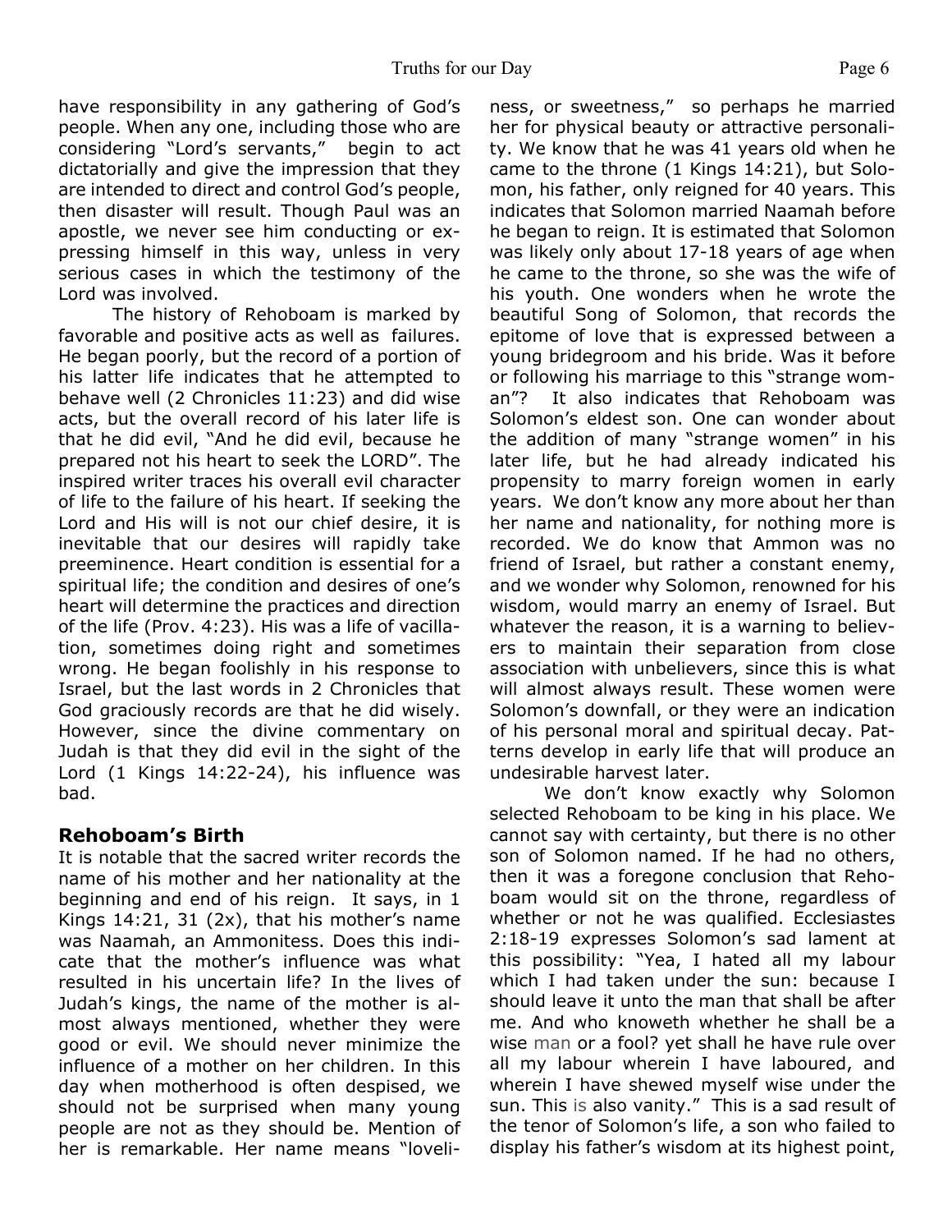have responsibility in any gathering of God's people. When any one, including those who are considering "Lord's servants," begin to act dictatorially and give the impression that they are intended to direct and control God's people, then disaster will result. Though Paul was an apostle, we never see him conducting or expressing himself in this way, unless in very serious cases in which the testimony of the Lord was involved.

The history of Rehoboam is marked by favorable and positive acts as well as failures. He began poorly, but the record of a portion of his latter life indicates that he attempted to behave well (2 Chronicles 11:23) and did wise acts, but the overall record of his later life is that he did evil, "And he did evil, because he prepared not his heart to seek the LORD". The inspired writer traces his overall evil character of life to the failure of his heart. If seeking the Lord and His will is not our chief desire, it is inevitable that our desires will rapidly take preeminence. Heart condition is essential for a spiritual life; the condition and desires of one's heart will determine the practices and direction of the life (Prov. 4:23). His was a life of vacillation, sometimes doing right and sometimes wrong. He began foolishly in his response to Israel, but the last words in 2 Chronicles that God graciously records are that he did wisely. However, since the divine commentary on Judah is that they did evil in the sight of the Lord (1 Kings 14:22-24), his influence was bad.

## Rehoboam's Birth

It is notable that the sacred writer records the name of his mother and her nationality at the beginning and end of his reign. It says, in 1 Kings 14:21, 31 (2x), that his mother's name was Naamah, an Ammonitess. Does this indicate that the mother's influence was what resulted in his uncertain life? In the lives of Judah's kings, the name of the mother is almost always mentioned, whether they were good or evil. We should never minimize the influence of a mother on her children. In this day when motherhood is often despised, we should not be surprised when many young people are not as they should be. Mention of her is remarkable. Her name means "loveliness, or sweetness," so perhaps he married her for physical beauty or attractive personality. We know that he was 41 years old when he came to the throne (1 Kings 14:21), but Solomon, his father, only reigned for 40 years. This indicates that Solomon married Naamah before he began to reign. It is estimated that Solomon was likely only about 17-18 years of age when he came to the throne, so she was the wife of his youth. One wonders when he wrote the beautiful Song of Solomon, that records the epitome of love that is expressed between a young bridegroom and his bride. Was it before or following his marriage to this "strange woman"? It also indicates that Rehoboam was Solomon's eldest son. One can wonder about the addition of many "strange women" in his later life, but he had already indicated his propensity to marry foreign women in early years. We don't know any more about her than her name and nationality, for nothing more is recorded. We do know that Ammon was no friend of Israel, but rather a constant enemy, and we wonder why Solomon, renowned for his wisdom, would marry an enemy of Israel. But whatever the reason, it is a warning to believers to maintain their separation from close association with unbelievers, since this is what will almost always result. These women were Solomon's downfall, or they were an indication of his personal moral and spiritual decay. Patterns develop in early life that will produce an undesirable harvest later.

We don't know exactly why Solomon selected Rehoboam to be king in his place. We cannot say with certainty, but there is no other son of Solomon named. If he had no others, then it was a foregone conclusion that Rehoboam would sit on the throne, regardless of whether or not he was qualified. Ecclesiastes 2:18-19 expresses Solomon's sad lament at this possibility: "Yea, I hated all my labour which I had taken under the sun: because I should leave it unto the man that shall be after me. And who knoweth whether he shall be a wise man or a fool? yet shall he have rule over all my labour wherein I have laboured, and wherein I have shewed myself wise under the sun. This is also vanity." This is a sad result of the tenor of Solomon's life, a son who failed to display his father's wisdom at its highest point,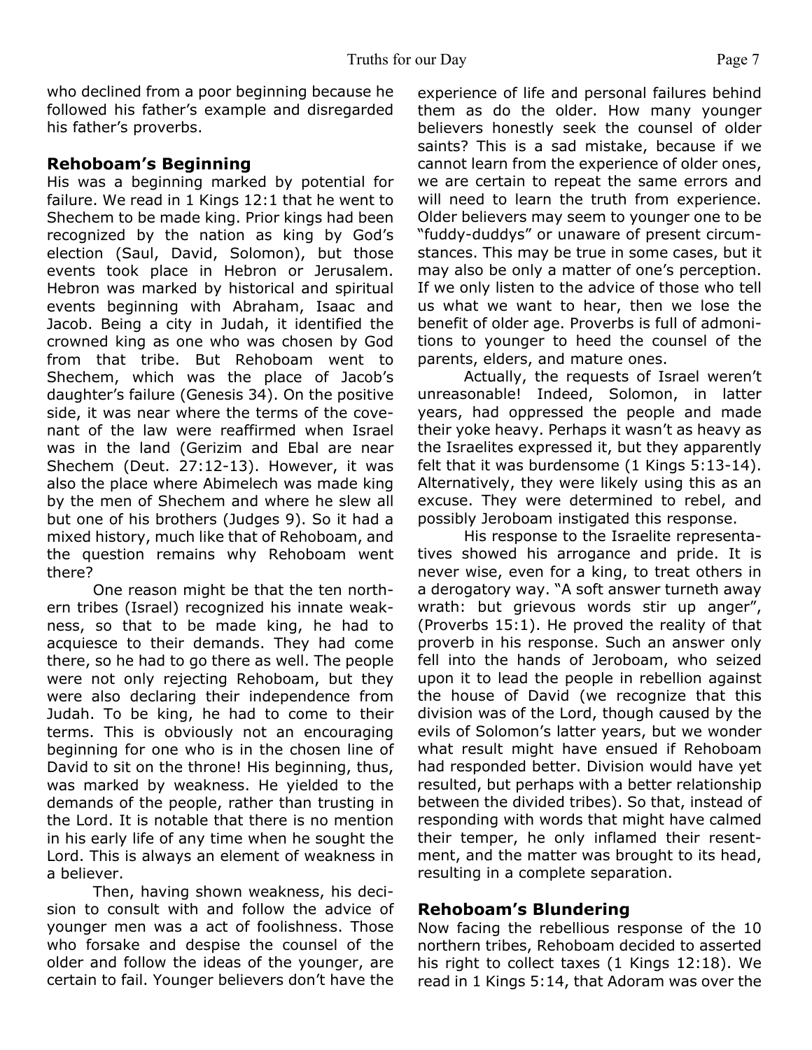who declined from a poor beginning because he followed his father's example and disregarded his father's proverbs.

### Rehoboam's Beginning

His was a beginning marked by potential for failure. We read in 1 Kings 12:1 that he went to Shechem to be made king. Prior kings had been recognized by the nation as king by God's election (Saul, David, Solomon), but those events took place in Hebron or Jerusalem. Hebron was marked by historical and spiritual events beginning with Abraham, Isaac and Jacob. Being a city in Judah, it identified the crowned king as one who was chosen by God from that tribe. But Rehoboam went to Shechem, which was the place of Jacob's daughter's failure (Genesis 34). On the positive side, it was near where the terms of the covenant of the law were reaffirmed when Israel was in the land (Gerizim and Ebal are near Shechem (Deut. 27:12-13). However, it was also the place where Abimelech was made king by the men of Shechem and where he slew all but one of his brothers (Judges 9). So it had a mixed history, much like that of Rehoboam, and the question remains why Rehoboam went there?

One reason might be that the ten northern tribes (Israel) recognized his innate weakness, so that to be made king, he had to acquiesce to their demands. They had come there, so he had to go there as well. The people were not only rejecting Rehoboam, but they were also declaring their independence from Judah. To be king, he had to come to their terms. This is obviously not an encouraging beginning for one who is in the chosen line of David to sit on the throne! His beginning, thus, was marked by weakness. He yielded to the demands of the people, rather than trusting in the Lord. It is notable that there is no mention in his early life of any time when he sought the Lord. This is always an element of weakness in a believer.

Then, having shown weakness, his decision to consult with and follow the advice of younger men was a act of foolishness. Those who forsake and despise the counsel of the older and follow the ideas of the younger, are certain to fail. Younger believers don't have the experience of life and personal failures behind them as do the older. How many younger believers honestly seek the counsel of older saints? This is a sad mistake, because if we cannot learn from the experience of older ones, we are certain to repeat the same errors and will need to learn the truth from experience. Older believers may seem to younger one to be "fuddy-duddys" or unaware of present circumstances. This may be true in some cases, but it may also be only a matter of one's perception. If we only listen to the advice of those who tell us what we want to hear, then we lose the benefit of older age. Proverbs is full of admonitions to younger to heed the counsel of the parents, elders, and mature ones.

Actually, the requests of Israel weren't unreasonable! Indeed, Solomon, in latter years, had oppressed the people and made their yoke heavy. Perhaps it wasn't as heavy as the Israelites expressed it, but they apparently felt that it was burdensome (1 Kings 5:13-14). Alternatively, they were likely using this as an excuse. They were determined to rebel, and possibly Jeroboam instigated this response.

His response to the Israelite representatives showed his arrogance and pride. It is never wise, even for a king, to treat others in a derogatory way. "A soft answer turneth away wrath: but grievous words stir up anger", (Proverbs 15:1). He proved the reality of that proverb in his response. Such an answer only fell into the hands of Jeroboam, who seized upon it to lead the people in rebellion against the house of David (we recognize that this division was of the Lord, though caused by the evils of Solomon's latter years, but we wonder what result might have ensued if Rehoboam had responded better. Division would have yet resulted, but perhaps with a better relationship between the divided tribes). So that, instead of responding with words that might have calmed their temper, he only inflamed their resentment, and the matter was brought to its head, resulting in a complete separation.

### Rehoboam's Blundering

Now facing the rebellious response of the 10 northern tribes, Rehoboam decided to asserted his right to collect taxes (1 Kings 12:18). We read in 1 Kings 5:14, that Adoram was over the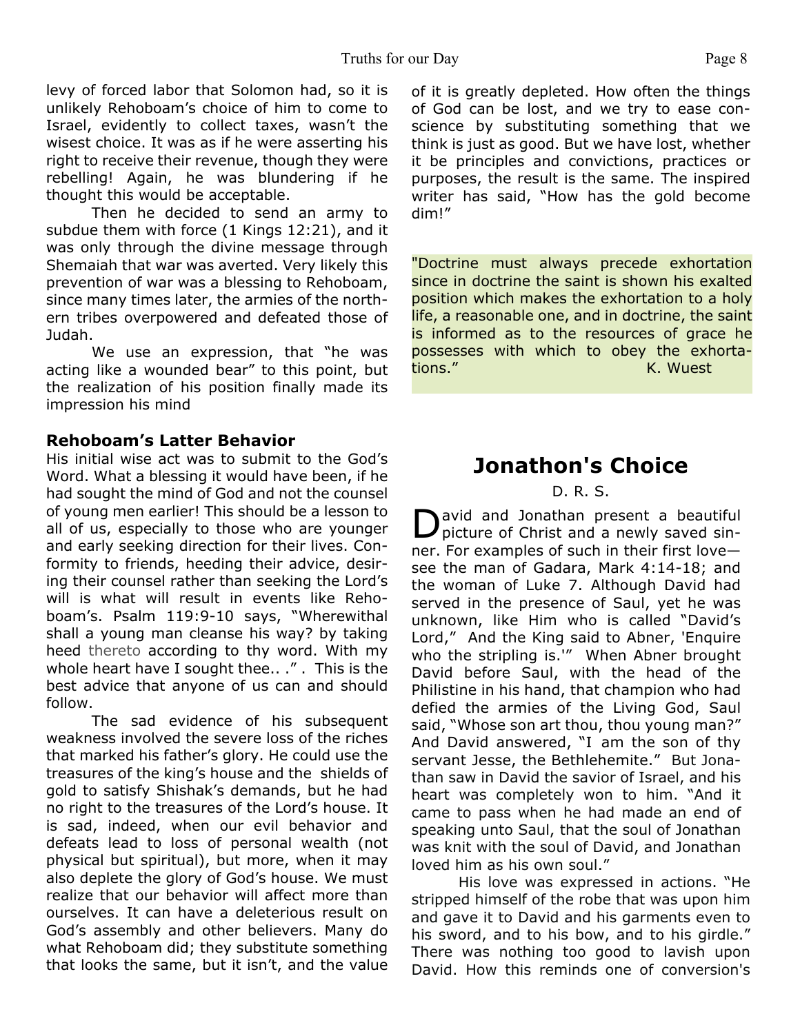levy of forced labor that Solomon had, so it is unlikely Rehoboam's choice of him to come to Israel, evidently to collect taxes, wasn't the wisest choice. It was as if he were asserting his right to receive their revenue, though they were rebelling! Again, he was blundering if he thought this would be acceptable.

Then he decided to send an army to subdue them with force (1 Kings 12:21), and it was only through the divine message through Shemaiah that war was averted. Very likely this prevention of war was a blessing to Rehoboam, since many times later, the armies of the northern tribes overpowered and defeated those of Judah.

We use an expression, that "he was acting like a wounded bear" to this point, but the realization of his position finally made its impression his mind

### Rehoboam's Latter Behavior

His initial wise act was to submit to the God's Word. What a blessing it would have been, if he had sought the mind of God and not the counsel of young men earlier! This should be a lesson to all of us, especially to those who are younger and early seeking direction for their lives. Conformity to friends, heeding their advice, desiring their counsel rather than seeking the Lord's will is what will result in events like Rehoboam's. Psalm 119:9-10 says, "Wherewithal shall a young man cleanse his way? by taking heed thereto according to thy word. With my whole heart have I sought thee.. ." . This is the best advice that anyone of us can and should follow.

The sad evidence of his subsequent weakness involved the severe loss of the riches that marked his father's glory. He could use the treasures of the king's house and the shields of gold to satisfy Shishak's demands, but he had no right to the treasures of the Lord's house. It is sad, indeed, when our evil behavior and defeats lead to loss of personal wealth (not physical but spiritual), but more, when it may also deplete the glory of God's house. We must realize that our behavior will affect more than ourselves. It can have a deleterious result on God's assembly and other believers. Many do what Rehoboam did; they substitute something that looks the same, but it isn't, and the value of it is greatly depleted. How often the things of God can be lost, and we try to ease conscience by substituting something that we think is just as good. But we have lost, whether it be principles and convictions, practices or purposes, the result is the same. The inspired writer has said, "How has the gold become dim!"

"Doctrine must always precede exhortation since in doctrine the saint is shown his exalted position which makes the exhortation to a holy life, a reasonable one, and in doctrine, the saint is informed as to the resources of grace he possesses with which to obey the exhortations." K. Wuest

## Jonathon's Choice

D. R. S.

David and Jonathan present a beautiful picture of Christ and a newly saved sinner. For examples of such in their first love—see the man of Gadara, Mark 4:14-18; and the woman of Luke 7. Although David had served in the presence of Saul, yet he was unknown, like Him who is called "David's Lord," And the King said to Abner, 'Enquire who the stripling is.'" When Abner brought David before Saul, with the head of the Philistine in his hand, that champion who had defied the armies of the Living God, Saul said, "Whose son art thou, thou young man?" And David answered, "I am the son of thy servant Jesse, the Bethlehemite." But Jonathan saw in David the savior of Israel, and his heart was completely won to him. "And it came to pass when he had made an end of speaking unto Saul, that the soul of Jonathan was knit with the soul of David, and Jonathan loved him as his own soul."

His love was expressed in actions. "He stripped himself of the robe that was upon him and gave it to David and his garments even to his sword, and to his bow, and to his girdle." There was nothing too good to lavish upon David. How this reminds one of conversion's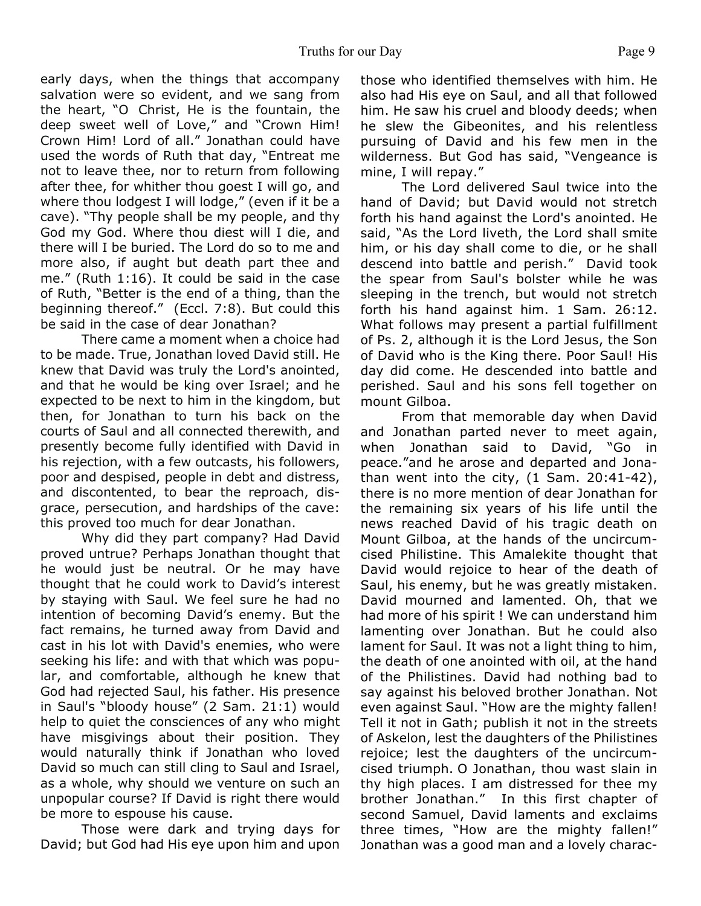early days, when the things that accompany salvation were so evident, and we sang from the heart, "O Christ, He is the fountain, the deep sweet well of Love," and "Crown Him! Crown Him! Lord of all." Jonathan could have used the words of Ruth that day, "Entreat me not to leave thee, nor to return from following after thee, for whither thou goest I will go, and where thou lodgest I will lodge," (even if it be a cave). "Thy people shall be my people, and thy God my God. Where thou diest will I die, and there will I be buried. The Lord do so to me and more also, if aught but death part thee and me." (Ruth 1:16). It could be said in the case of Ruth, "Better is the end of a thing, than the beginning thereof." (Eccl. 7:8). But could this be said in the case of dear Jonathan?

There came a moment when a choice had to be made. True, Jonathan loved David still. He knew that David was truly the Lord's anointed, and that he would be king over Israel; and he expected to be next to him in the kingdom, but then, for Jonathan to turn his back on the courts of Saul and all connected therewith, and presently become fully identified with David in his rejection, with a few outcasts, his followers, poor and despised, people in debt and distress, and discontented, to bear the reproach, disgrace, persecution, and hardships of the cave: this proved too much for dear Jonathan.

Why did they part company? Had David proved untrue? Perhaps Jonathan thought that he would just be neutral. Or he may have thought that he could work to David's interest by staying with Saul. We feel sure he had no intention of becoming David's enemy. But the fact remains, he turned away from David and cast in his lot with David's enemies, who were seeking his life: and with that which was popular, and comfortable, although he knew that God had rejected Saul, his father. His presence in Saul's "bloody house" (2 Sam. 21:1) would help to quiet the consciences of any who might have misgivings about their position. They would naturally think if Jonathan who loved David so much can still cling to Saul and Israel, as a whole, why should we venture on such an unpopular course? If David is right there would be more to espouse his cause.

Those were dark and trying days for David; but God had His eye upon him and upon those who identified themselves with him. He also had His eye on Saul, and all that followed him. He saw his cruel and bloody deeds; when he slew the Gibeonites, and his relentless pursuing of David and his few men in the wilderness. But God has said, "Vengeance is mine, I will repay."

The Lord delivered Saul twice into the hand of David; but David would not stretch forth his hand against the Lord's anointed. He said, "As the Lord liveth, the Lord shall smite him, or his day shall come to die, or he shall descend into battle and perish." David took the spear from Saul's bolster while he was sleeping in the trench, but would not stretch forth his hand against him. 1 Sam. 26:12. What follows may present a partial fulfillment of Ps. 2, although it is the Lord Jesus, the Son of David who is the King there. Poor Saul! His day did come. He descended into battle and perished. Saul and his sons fell together on mount Gilboa.

From that memorable day when David and Jonathan parted never to meet again, when Jonathan said to David, "Go in peace."and he arose and departed and Jonathan went into the city, (1 Sam. 20:41-42), there is no more mention of dear Jonathan for the remaining six years of his life until the news reached David of his tragic death on Mount Gilboa, at the hands of the uncircumcised Philistine. This Amalekite thought that David would rejoice to hear of the death of Saul, his enemy, but he was greatly mistaken. David mourned and lamented. Oh, that we had more of his spirit ! We can understand him lamenting over Jonathan. But he could also lament for Saul. It was not a light thing to him, the death of one anointed with oil, at the hand of the Philistines. David had nothing bad to say against his beloved brother Jonathan. Not even against Saul. "How are the mighty fallen! Tell it not in Gath; publish it not in the streets of Askelon, lest the daughters of the Philistines rejoice; lest the daughters of the uncircumcised triumph. O Jonathan, thou wast slain in thy high places. I am distressed for thee my brother Jonathan." In this first chapter of second Samuel, David laments and exclaims three times, "How are the mighty fallen!" Jonathan was a good man and a lovely charac-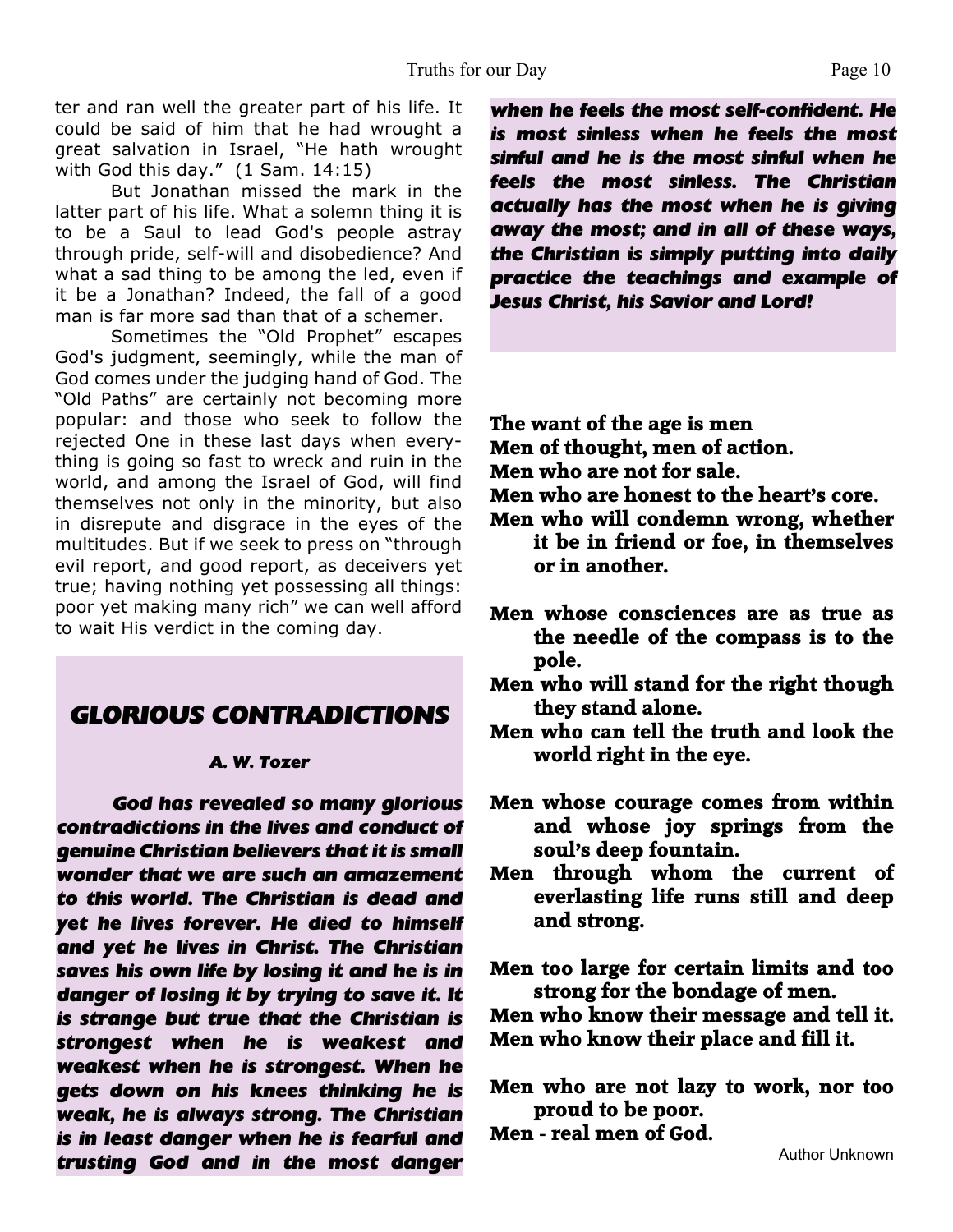ter and ran well the greater part of his life. It could be said of him that he had wrought a great salvation in Israel, "He hath wrought with God this day." (1 Sam. 14:15)

But Jonathan missed the mark in the latter part of his life. What a solemn thing it is to be a Saul to lead God's people astray through pride, self-will and disobedience? And what a sad thing to be among the led, even if it be a Jonathan? Indeed, the fall of a good man is far more sad than that of a schemer.

Sometimes the "Old Prophet" escapes God's judgment, seemingly, while the man of God comes under the judging hand of God. The "Old Paths" are certainly not becoming more popular: and those who seek to follow the rejected One in these last days when everything is going so fast to wreck and ruin in the world, and among the Israel of God, will find themselves not only in the minority, but also in disrepute and disgrace in the eyes of the multitudes. But if we seek to press on "through evil report, and good report, as deceivers yet true; having nothing yet possessing all things: poor yet making many rich" we can well afford to wait His verdict in the coming day.

## GLORIOUS CONTRADICTIONS

**A. W. Tozer**

***God has revealed so many glorious contradictions in the lives and conduct of genuine Christian believers that it is small wonder that we are such an amazement to this world. The Christian is dead and yet he lives forever. He died to himself and yet he lives in Christ. The Christian saves his own life by losing it and he is in danger of losing it by trying to save it. It is strange but true that the Christian is strongest when he is weakest and weakest when he is strongest. When he gets down on his knees thinking he is weak, he is always strong. The Christian is in least danger when he is fearful and trusting God and in the most danger when he feels the most self-confident. He is most sinless when he feels the most sinful and he is the most sinful when he feels the most sinless. The Christian actually has the most when he is giving away the most; and in all of these ways, the Christian is simply putting into daily practice the teachings and example of Jesus Christ, his Savior and Lord!***

**The want of the age is men**
**Men of thought, men of action.**
**Men who are not for sale.**
**Men who are honest to the heart's core.**
**Men who will condemn wrong, whether it be in friend or foe, in themselves or in another.**

**Men whose consciences are as true as the needle of the compass is to the pole.**
**Men who will stand for the right though they stand alone.**
**Men who can tell the truth and look the world right in the eye.**

**Men whose courage comes from within and whose joy springs from the soul's deep fountain.**
**Men through whom the current of everlasting life runs still and deep and strong.**

**Men too large for certain limits and too strong for the bondage of men.**
**Men who know their message and tell it.**
**Men who know their place and fill it.**

**Men who are not lazy to work, nor too proud to be poor.**
**Men - real men of God.**

Author Unknown